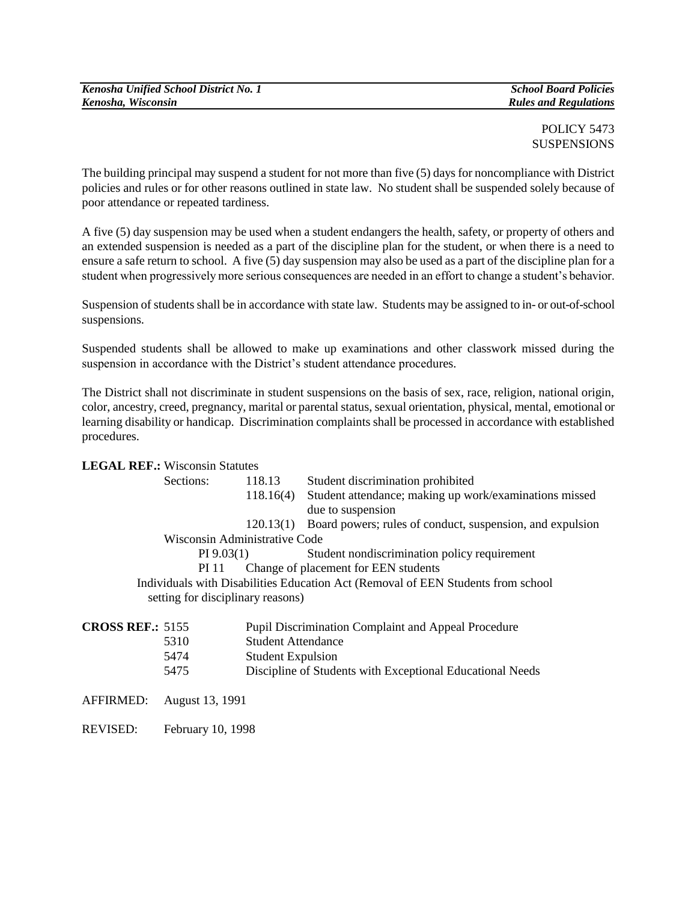POLICY 5473
SUSPENSIONS

The building principal may suspend a student for not more than five (5) days for noncompliance with District policies and rules or for other reasons outlined in state law. No student shall be suspended solely because of poor attendance or repeated tardiness.

A five (5) day suspension may be used when a student endangers the health, safety, or property of others and an extended suspension is needed as a part of the discipline plan for the student, or when there is a need to ensure a safe return to school. A five (5) day suspension may also be used as a part of the discipline plan for a student when progressively more serious consequences are needed in an effort to change a student's behavior.

Suspension of students shall be in accordance with state law. Students may be assigned to in- or out-of-school suspensions.

Suspended students shall be allowed to make up examinations and other classwork missed during the suspension in accordance with the District's student attendance procedures.

The District shall not discriminate in student suspensions on the basis of sex, race, religion, national origin, color, ancestry, creed, pregnancy, marital or parental status, sexual orientation, physical, mental, emotional or learning disability or handicap. Discrimination complaints shall be processed in accordance with established procedures.

**LEGAL REF.:** Wisconsin Statutes

Sections:

- 118.13 Student discrimination prohibited
- 118.16(4) Student attendance; making up work/examinations missed due to suspension
- 120.13(1) Board powers; rules of conduct, suspension, and expulsion

Wisconsin Administrative Code

- PI 9.03(1) Student nondiscrimination policy requirement
- PI 11 Change of placement for EEN students

Individuals with Disabilities Education Act (Removal of EEN Students from school setting for disciplinary reasons)

**CROSS REF.:**

- 5155 Pupil Discrimination Complaint and Appeal Procedure
- 5310 Student Attendance
- 5474 Student Expulsion
- 5475 Discipline of Students with Exceptional Educational Needs

AFFIRMED: August 13, 1991

REVISED: February 10, 1998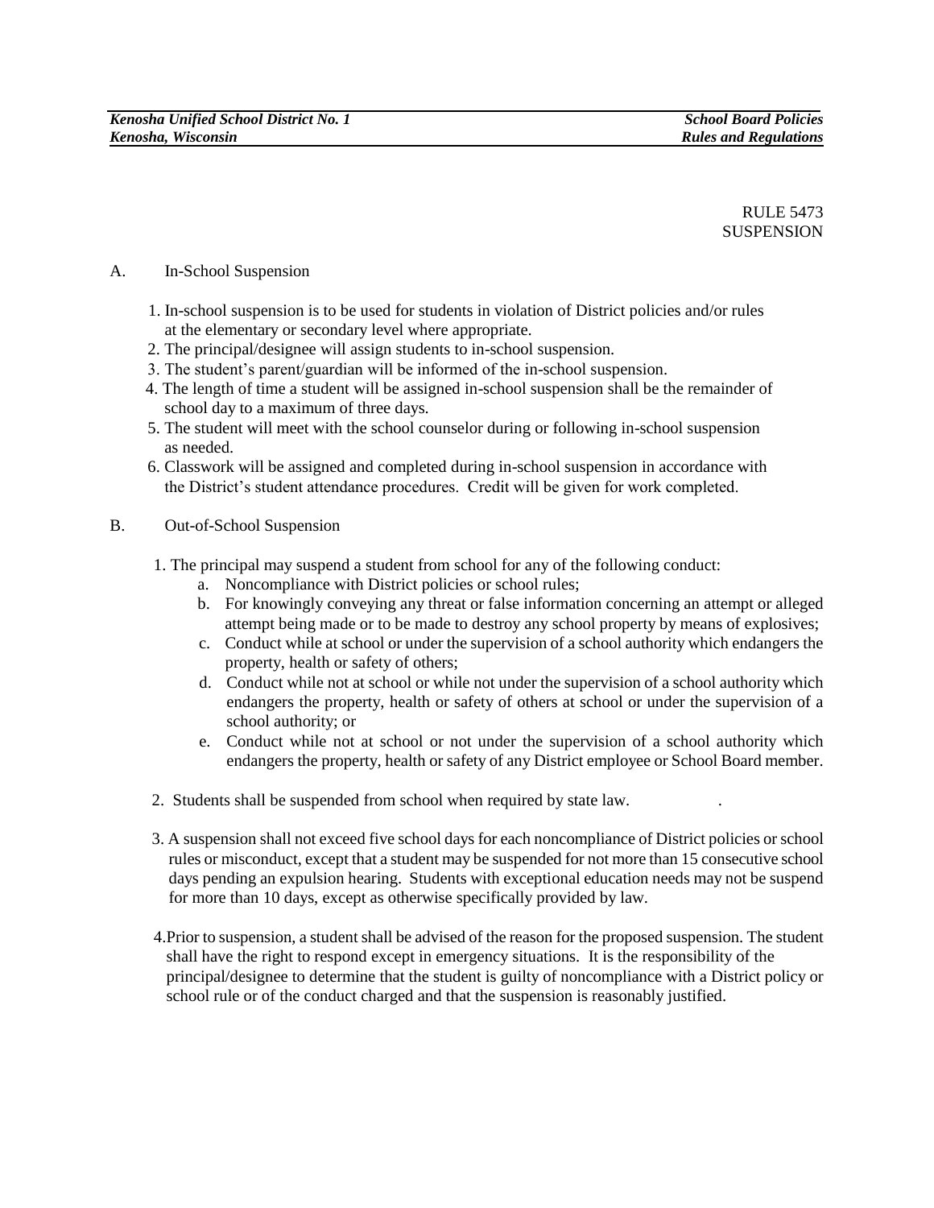RULE 5473
SUSPENSION

A. In-School Suspension

1. In-school suspension is to be used for students in violation of District policies and/or rules at the elementary or secondary level where appropriate.
2. The principal/designee will assign students to in-school suspension.
3. The student's parent/guardian will be informed of the in-school suspension.
4. The length of time a student will be assigned in-school suspension shall be the remainder of school day to a maximum of three days.
5. The student will meet with the school counselor during or following in-school suspension as needed.
6. Classwork will be assigned and completed during in-school suspension in accordance with the District's student attendance procedures. Credit will be given for work completed.

B. Out-of-School Suspension

1. The principal may suspend a student from school for any of the following conduct:
   a. Noncompliance with District policies or school rules;
   b. For knowingly conveying any threat or false information concerning an attempt or alleged attempt being made or to be made to destroy any school property by means of explosives;
   c. Conduct while at school or under the supervision of a school authority which endangers the property, health or safety of others;
   d. Conduct while not at school or while not under the supervision of a school authority which endangers the property, health or safety of others at school or under the supervision of a school authority; or
   e. Conduct while not at school or not under the supervision of a school authority which endangers the property, health or safety of any District employee or School Board member.

2. Students shall be suspended from school when required by state law.

3. A suspension shall not exceed five school days for each noncompliance of District policies or school rules or misconduct, except that a student may be suspended for not more than 15 consecutive school days pending an expulsion hearing. Students with exceptional education needs may not be suspend for more than 10 days, except as otherwise specifically provided by law.

4. Prior to suspension, a student shall be advised of the reason for the proposed suspension. The student shall have the right to respond except in emergency situations. It is the responsibility of the principal/designee to determine that the student is guilty of noncompliance with a District policy or school rule or of the conduct charged and that the suspension is reasonably justified.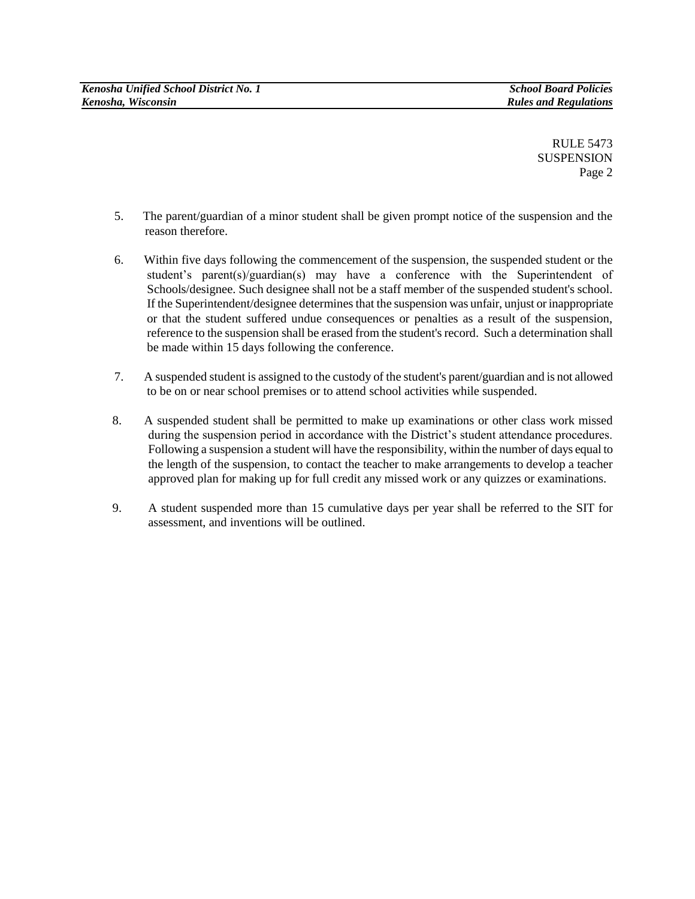RULE 5473
SUSPENSION

5. The parent/guardian of a minor student shall be given prompt notice of the suspension and the reason therefore.

6. Within five days following the commencement of the suspension, the suspended student or the student's parent(s)/guardian(s) may have a conference with the Superintendent of Schools/designee. Such designee shall not be a staff member of the suspended student's school. If the Superintendent/designee determines that the suspension was unfair, unjust or inappropriate or that the student suffered undue consequences or penalties as a result of the suspension, reference to the suspension shall be erased from the student's record. Such a determination shall be made within 15 days following the conference.

7. A suspended student is assigned to the custody of the student's parent/guardian and is not allowed to be on or near school premises or to attend school activities while suspended.

8. A suspended student shall be permitted to make up examinations or other class work missed during the suspension period in accordance with the District's student attendance procedures. Following a suspension a student will have the responsibility, within the number of days equal to the length of the suspension, to contact the teacher to make arrangements to develop a teacher approved plan for making up for full credit any missed work or any quizzes or examinations.

9. A student suspended more than 15 cumulative days per year shall be referred to the SIT for assessment, and inventions will be outlined.